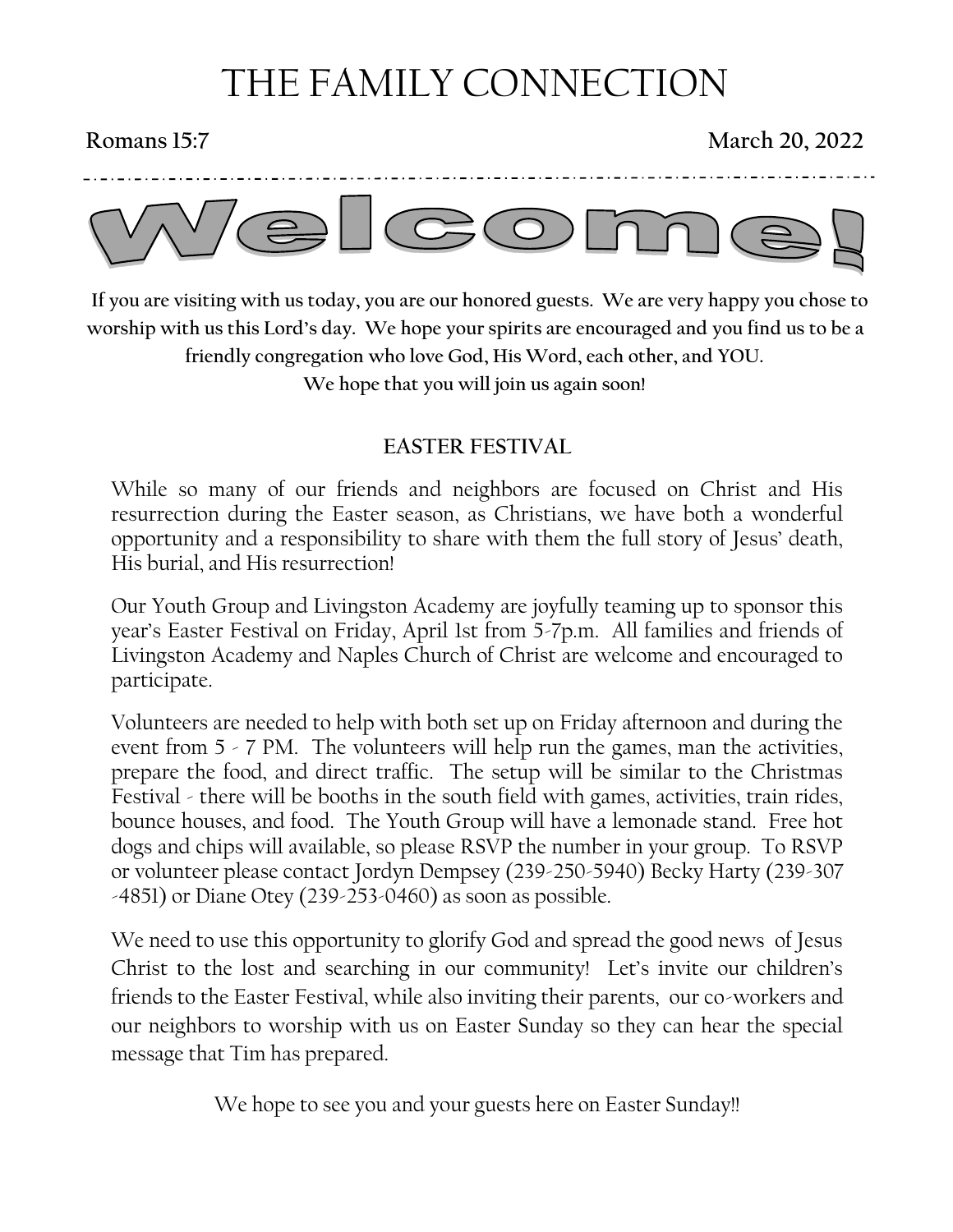# THE FAMILY CONNECTION

**Romans 15:7** **March 20, 2022**

# Welcome!

**If you are visiting with us today, you are our honored guests. We are very happy you chose to worship with us this Lord's day. We hope your spirits are encouraged and you find us to be a friendly congregation who love God, His Word, each other, and YOU.**

**We hope that you will join us again soon!**

## EASTER FESTIVAL

While so many of our friends and neighbors are focused on Christ and His resurrection during the Easter season, as Christians, we have both a wonderful opportunity and a responsibility to share with them the full story of Jesus' death, His burial, and His resurrection!

Our Youth Group and Livingston Academy are joyfully teaming up to sponsor this year's Easter Festival on Friday, April 1st from 5-7p.m. All families and friends of Livingston Academy and Naples Church of Christ are welcome and encouraged to participate.

Volunteers are needed to help with both set up on Friday afternoon and during the event from 5 - 7 PM. The volunteers will help run the games, man the activities, prepare the food, and direct traffic. The setup will be similar to the Christmas Festival - there will be booths in the south field with games, activities, train rides, bounce houses, and food. The Youth Group will have a lemonade stand. Free hot dogs and chips will available, so please RSVP the number in your group. To RSVP or volunteer please contact Jordyn Dempsey (239-250-5940) Becky Harty (239-307-4851) or Diane Otey (239-253-0460) as soon as possible.

We need to use this opportunity to glorify God and spread the good news of Jesus Christ to the lost and searching in our community! Let's invite our children's friends to the Easter Festival, while also inviting their parents, our co-workers and our neighbors to worship with us on Easter Sunday so they can hear the special message that Tim has prepared.

We hope to see you and your guests here on Easter Sunday!!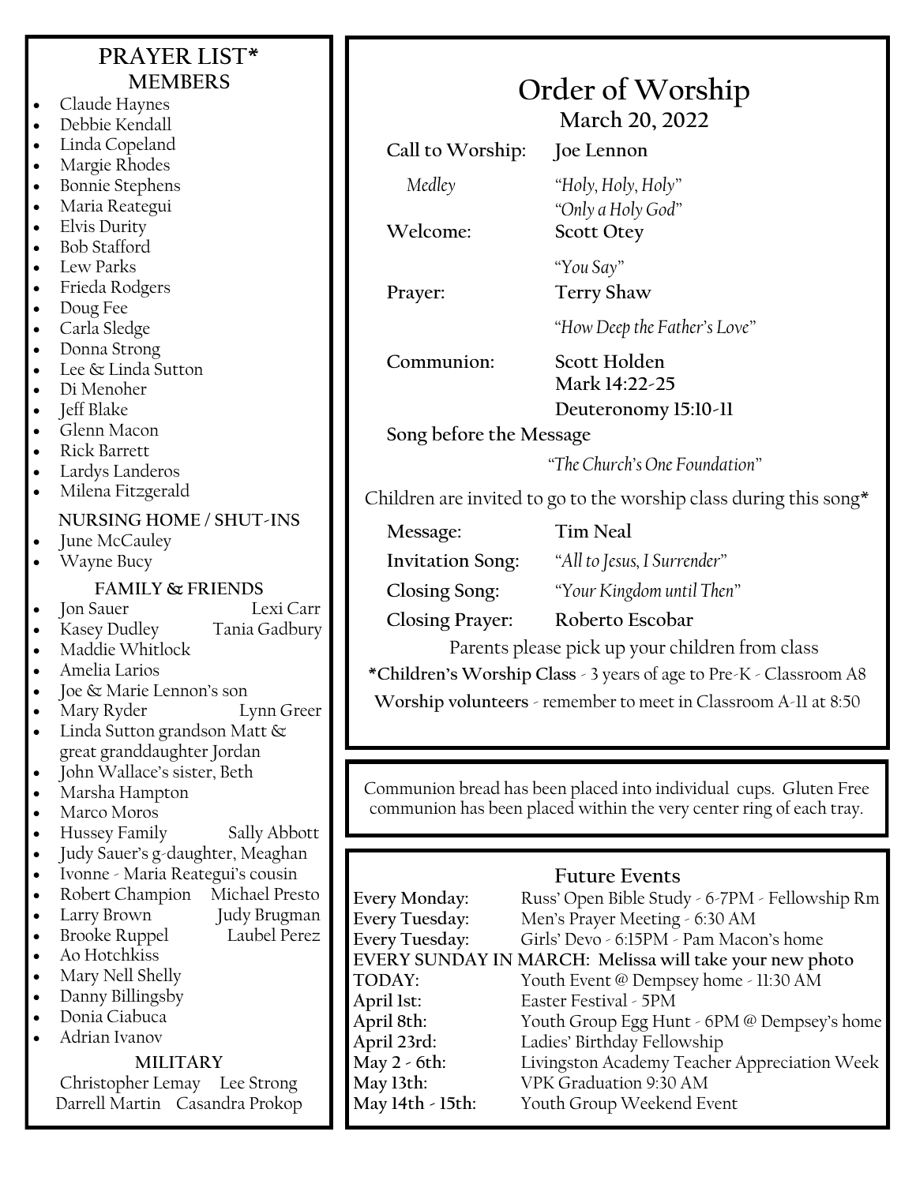## PRAYER LIST*

### MEMBERS

- Claude Haynes
- Debbie Kendall
- Linda Copeland
- Margie Rhodes
- Bonnie Stephens
- Maria Reategui
- Elvis Durity
- Bob Stafford
- Lew Parks
- Frieda Rodgers
- Doug Fee
- Carla Sledge
- Donna Strong
- Lee & Linda Sutton
- Di Menoher
- Jeff Blake
- Glenn Macon
- Rick Barrett
- Lardys Landeros
- Milena Fitzgerald

### NURSING HOME / SHUT-INS

- June McCauley
- Wayne Bucy

### FAMILY & FRIENDS

- Jon Sauer Lexi Carr
- Kasey Dudley Tania Gadbury
- Maddie Whitlock
- Amelia Larios
- Joe & Marie Lennon's son
- Mary Ryder Lynn Greer
- Linda Sutton grandson Matt & great granddaughter Jordan
- John Wallace's sister, Beth
- Marsha Hampton
- Marco Moros
- Hussey Family Sally Abbott
- Judy Sauer's g-daughter, Meaghan
- Ivonne - Maria Reategui's cousin
- Robert Champion Michael Presto
- Larry Brown Judy Brugman
- Brooke Ruppel Laubel Perez
- Ao Hotchkiss
- Mary Nell Shelly
- Danny Billingsby
- Donia Ciabuca
- Adrian Ivanov

### MILITARY

Christopher Lemay Lee Strong
Darrell Martin Casandra Prokop

# Order of Worship

## March 20, 2022

**Call to Worship:** **Joe Lennon**

*Medley* *"Holy, Holy, Holy"*
*"Only a Holy God"*

**Welcome:** **Scott Otey**

*"You Say"*

**Prayer:** **Terry Shaw**

*"How Deep the Father's Love"*

**Communion:** **Scott Holden**
**Mark 14:22-25**
**Deuteronomy 15:10-11**

**Song before the Message**

*"The Church's One Foundation"*

Children are invited to go to the worship class during this song*

**Message:** **Tim Neal**

**Invitation Song:** *"All to Jesus, I Surrender"*

**Closing Song:** *"Your Kingdom until Then"*

**Closing Prayer:** **Roberto Escobar**

Parents please pick up your children from class

***Children's Worship Class** - 3 years of age to Pre-K - Classroom A8

**Worship volunteers** - remember to meet in Classroom A-11 at 8:50

Communion bread has been placed into individual cups. Gluten Free communion has been placed within the very center ring of each tray.

## Future Events

**Every Monday:** Russ' Open Bible Study - 6-7PM - Fellowship Rm
**Every Tuesday:** Men's Prayer Meeting - 6:30 AM
**Every Tuesday:** Girls' Devo - 6:15PM - Pam Macon's home
**EVERY SUNDAY IN MARCH: Melissa will take your new photo**
**TODAY:** Youth Event @ Dempsey home - 11:30 AM
**April 1st:** Easter Festival - 5PM
**April 8th:** Youth Group Egg Hunt - 6PM @ Dempsey's home
**April 23rd:** Ladies' Birthday Fellowship
**May 2 - 6th:** Livingston Academy Teacher Appreciation Week
**May 13th:** VPK Graduation 9:30 AM
**May 14th - 15th:** Youth Group Weekend Event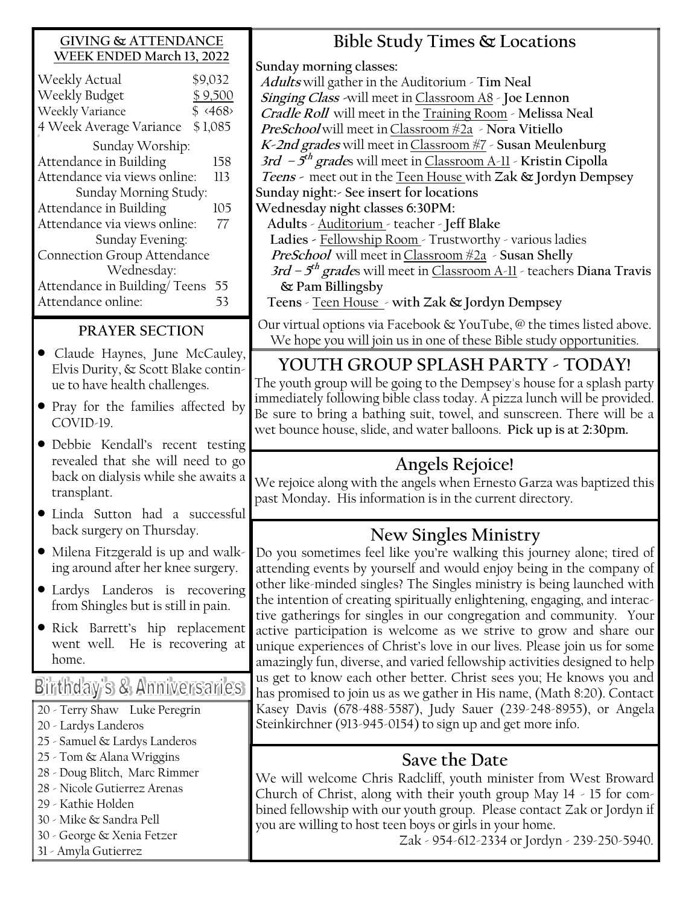## GIVING & ATTENDANCE WEEK ENDED March 13, 2022

| | |
|---|---|
| Weekly Actual | $9,032 |
| Weekly Budget | $ 9,500 |
| Weekly Variance | $ ‹468› |
| 4 Week Average Variance | $ 1,085 |
| **Sunday Worship:** | |
| Attendance in Building | 158 |
| Attendance via views online: | 113 |
| **Sunday Morning Study:** | |
| Attendance in Building | 105 |
| Attendance via views online: | 77 |
| **Sunday Evening:** | |
| Connection Group Attendance | |
| **Wednesday:** | |
| Attendance in Building/ Teens | 55 |
| Attendance online: | 53 |

## PRAYER SECTION

- Claude Haynes, June McCauley, Elvis Durity, & Scott Blake continue to have health challenges.
- Pray for the families affected by COVID-19.
- Debbie Kendall's recent testing revealed that she will need to go back on dialysis while she awaits a transplant.
- Linda Sutton had a successful back surgery on Thursday.
- Milena Fitzgerald is up and walking around after her knee surgery.
- Lardys Landeros is recovering from Shingles but is still in pain.
- Rick Barrett's hip replacement went well. He is recovering at home.

## Birthday's & Anniversaries

20 - Terry Shaw Luke Peregrin
20 - Lardys Landeros
25 - Samuel & Lardys Landeros
25 - Tom & Alana Wriggins
28 - Doug Blitch, Marc Rimmer
28 - Nicole Gutierrez Arenas
29 - Kathie Holden
30 - Mike & Sandra Pell
30 - George & Xenia Fetzer
31 - Amyla Gutierrez

## Bible Study Times & Locations

**Sunday morning classes:**

***Adults*** will gather in the Auditorium - **Tim Neal**
***Singing Class*** -will meet in Classroom A8 - **Joe Lennon**
***Cradle Roll*** will meet in the Training Room - **Melissa Neal**
***PreSchool*** will meet in Classroom #2a - **Nora Vitiello**
***K-2nd grades*** will meet in Classroom #7 - **Susan Meulenburg**
***3rd – 5th grades*** will meet in Classroom A-11 - **Kristin Cipolla**
***Teens*** - meet out in the Teen House with **Zak & Jordyn Dempsey**

**Sunday night:- See insert for locations**

**Wednesday night classes 6:30PM:**

**Adults** - Auditorium - teacher - **Jeff Blake**
**Ladies** - Fellowship Room - Trustworthy - various ladies
***PreSchool*** will meet in Classroom #2a - **Susan Shelly**
***3rd – 5th grades*** will meet in Classroom A-11 - teachers **Diana Travis & Pam Billingsby**
**Teens** - Teen House - **with Zak & Jordyn Dempsey**

Our virtual options via Facebook & YouTube, @ the times listed above. We hope you will join us in one of these Bible study opportunities.

## YOUTH GROUP SPLASH PARTY - TODAY!

The youth group will be going to the Dempsey's house for a splash party immediately following bible class today. A pizza lunch will be provided. Be sure to bring a bathing suit, towel, and sunscreen. There will be a wet bounce house, slide, and water balloons. **Pick up is at 2:30pm.**

## Angels Rejoice!

We rejoice along with the angels when Ernesto Garza was baptized this past Monday. His information is in the current directory.

## New Singles Ministry

Do you sometimes feel like you're walking this journey alone; tired of attending events by yourself and would enjoy being in the company of other like-minded singles? The Singles ministry is being launched with the intention of creating spiritually enlightening, engaging, and interactive gatherings for singles in our congregation and community. Your active participation is welcome as we strive to grow and share our unique experiences of Christ's love in our lives. Please join us for some amazingly fun, diverse, and varied fellowship activities designed to help us get to know each other better. Christ sees you; He knows you and has promised to join us as we gather in His name, (Math 8:20). Contact Kasey Davis (678-488-5587), Judy Sauer (239-248-8955), or Angela Steinkirchner (913-945-0154) to sign up and get more info.

## Save the Date

We will welcome Chris Radcliff, youth minister from West Broward Church of Christ, along with their youth group May 14 - 15 for combined fellowship with our youth group. Please contact Zak or Jordyn if you are willing to host teen boys or girls in your home.

Zak - 954-612-2334 or Jordyn - 239-250-5940.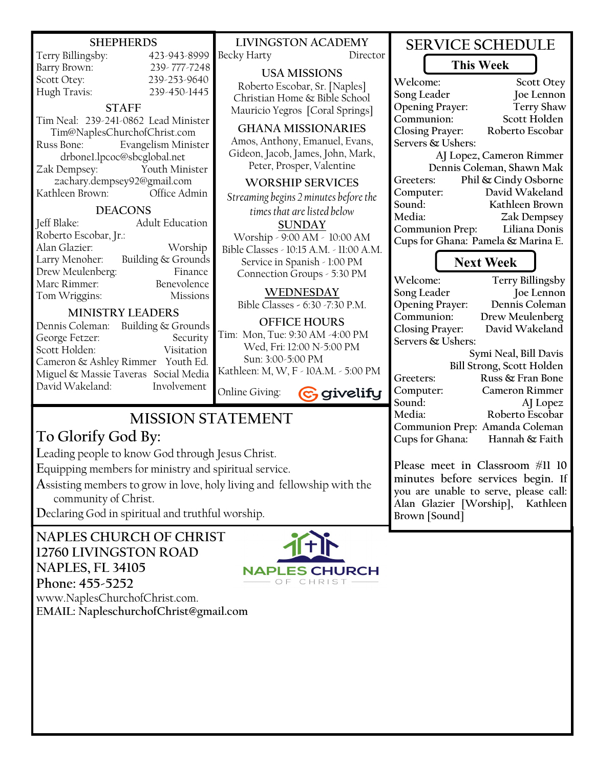## SHEPHERDS

| | |
|---|---|
| Terry Billingsby: | 423-943-8999 |
| Barry Brown: | 239-777-7248 |
| Scott Otey: | 239-253-9640 |
| Hugh Travis: | 239-450-1445 |

## STAFF

Tim Neal: 239-241-0862 Lead Minister
Tim@NaplesChurchofChrist.com
Russ Bone: Evangelism Minister
drbone1.lpcoc@sbcglobal.net
Zak Dempsey: Youth Minister
zachary.dempsey92@gmail.com
Kathleen Brown: Office Admin

## DEACONS

| | |
|---|---|
| Jeff Blake: | Adult Education |
| Roberto Escobar, Jr.: | |
| Alan Glazier: | Worship |
| Larry Menoher: | Building & Grounds |
| Drew Meulenberg: | Finance |
| Marc Rimmer: | Benevolence |
| Tom Wriggins: | Missions |

## MINISTRY LEADERS

| | |
|---|---|
| Dennis Coleman: | Building & Grounds |
| George Fetzer: | Security |
| Scott Holden: | Visitation |
| Cameron & Ashley Rimmer | Youth Ed. |
| Miguel & Massie Taveras | Social Media |
| David Wakeland: | Involvement |

## LIVINGSTON ACADEMY

Becky Harty Director

## USA MISSIONS

Roberto Escobar, Sr. [Naples]
Christian Home & Bible School
Mauricio Yegros [Coral Springs]

## GHANA MISSIONARIES

Amos, Anthony, Emanuel, Evans, Gideon, Jacob, James, John, Mark, Peter, Prosper, Valentine

## WORSHIP SERVICES

*Streaming begins 2 minutes before the times that are listed below*

**SUNDAY**

Worship - 9:00 AM - 10:00 AM
Bible Classes - 10:15 A.M. - 11:00 A.M.
Service in Spanish - 1:00 PM
Connection Groups - 5:30 PM

**WEDNESDAY**

Bible Classes - 6:30 -7:30 P.M.

## OFFICE HOURS

Tim: Mon, Tue: 9:30 AM -4:00 PM
Wed, Fri: 12:00 N-5:00 PM
Sun: 3:00-5:00 PM
Kathleen: M, W, F - 10A.M. - 5:00 PM

Online Giving: givelify

# SERVICE SCHEDULE

### This Week

| | |
|---|---|
| Welcome: | Scott Otey |
| Song Leader | Joe Lennon |
| Opening Prayer: | Terry Shaw |
| Communion: | Scott Holden |
| Closing Prayer: | Roberto Escobar |
| Servers & Ushers: | AJ Lopez, Cameron Rimmer, Dennis Coleman, Shawn Mak |
| Greeters: | Phil & Cindy Osborne |
| Computer: | David Wakeland |
| Sound: | Kathleen Brown |
| Media: | Zak Dempsey |
| Communion Prep: | Liliana Donis |
| Cups for Ghana: | Pamela & Marina E. |

### Next Week

| | |
|---|---|
| Welcome: | Terry Billingsby |
| Song Leader | Joe Lennon |
| Opening Prayer: | Dennis Coleman |
| Communion: | Drew Meulenberg |
| Closing Prayer: | David Wakeland |
| Servers & Ushers: | Symi Neal, Bill Davis, Bill Strong, Scott Holden |
| Greeters: | Russ & Fran Bone |
| Computer: | Cameron Rimmer |
| Sound: | AJ Lopez |
| Media: | Roberto Escobar |
| Communion Prep: | Amanda Coleman |
| Cups for Ghana: | Hannah & Faith |

Please meet in Classroom #11 10 minutes before services begin. If you are unable to serve, please call: Alan Glazier [Worship], Kathleen Brown [Sound]

## MISSION STATEMENT

### To Glorify God By:

**L**eading people to know God through Jesus Christ.
**E**quipping members for ministry and spiritual service.
**A**ssisting members to grow in love, holy living and fellowship with the community of Christ.
**D**eclaring God in spiritual and truthful worship.

NAPLES CHURCH OF CHRIST
12760 LIVINGSTON ROAD
NAPLES, FL 34105
Phone: 455-5252
www.NaplesChurchofChrist.com.
EMAIL: NapleschurchofChrist@gmail.com

NAPLES CHURCH OF CHRIST